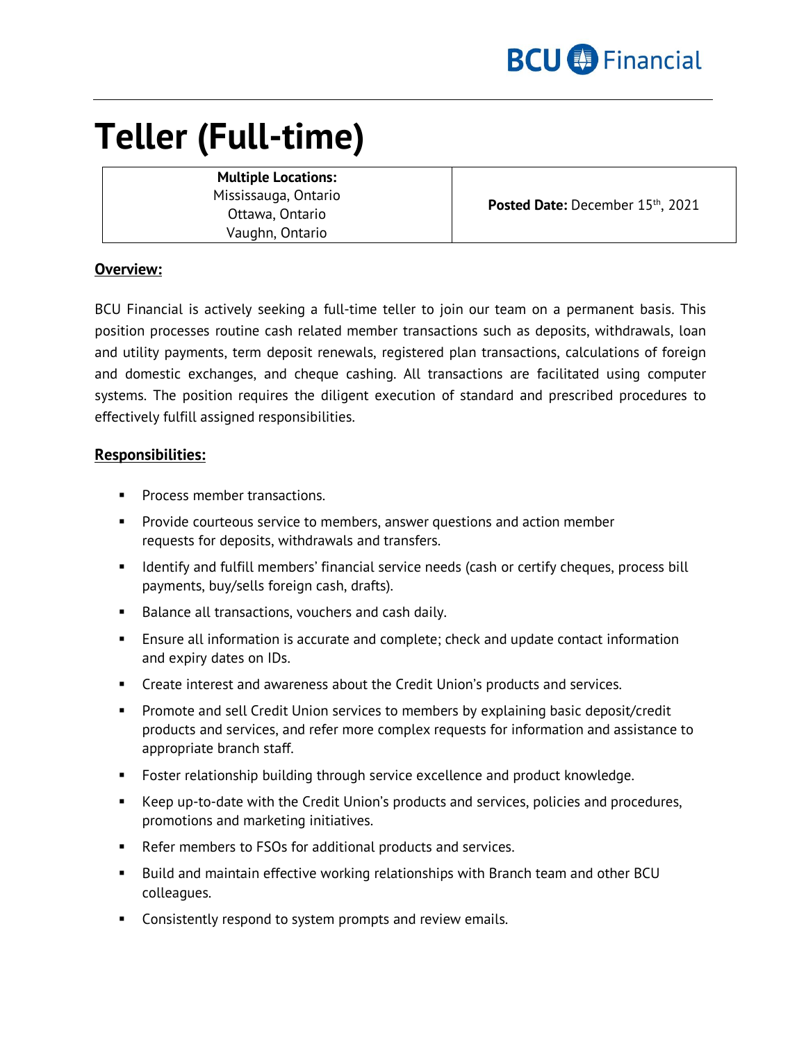# Teller (Full-time)

| **Multiple Locations:** Mississauga, Ontario Ottawa, Ontario Vaughn, Ontario | **Posted Date:** December 15th, 2021 |
|---|---|

## Overview:

BCU Financial is actively seeking a full-time teller to join our team on a permanent basis. This position processes routine cash related member transactions such as deposits, withdrawals, loan and utility payments, term deposit renewals, registered plan transactions, calculations of foreign and domestic exchanges, and cheque cashing. All transactions are facilitated using computer systems. The position requires the diligent execution of standard and prescribed procedures to effectively fulfill assigned responsibilities.

## Responsibilities:

- Process member transactions.
- Provide courteous service to members, answer questions and action member requests for deposits, withdrawals and transfers.
- Identify and fulfill members' financial service needs (cash or certify cheques, process bill payments, buy/sells foreign cash, drafts).
- Balance all transactions, vouchers and cash daily.
- Ensure all information is accurate and complete; check and update contact information and expiry dates on IDs.
- Create interest and awareness about the Credit Union's products and services.
- Promote and sell Credit Union services to members by explaining basic deposit/credit products and services, and refer more complex requests for information and assistance to appropriate branch staff.
- Foster relationship building through service excellence and product knowledge.
- Keep up-to-date with the Credit Union's products and services, policies and procedures, promotions and marketing initiatives.
- Refer members to FSOs for additional products and services.
- Build and maintain effective working relationships with Branch team and other BCU colleagues.
- Consistently respond to system prompts and review emails.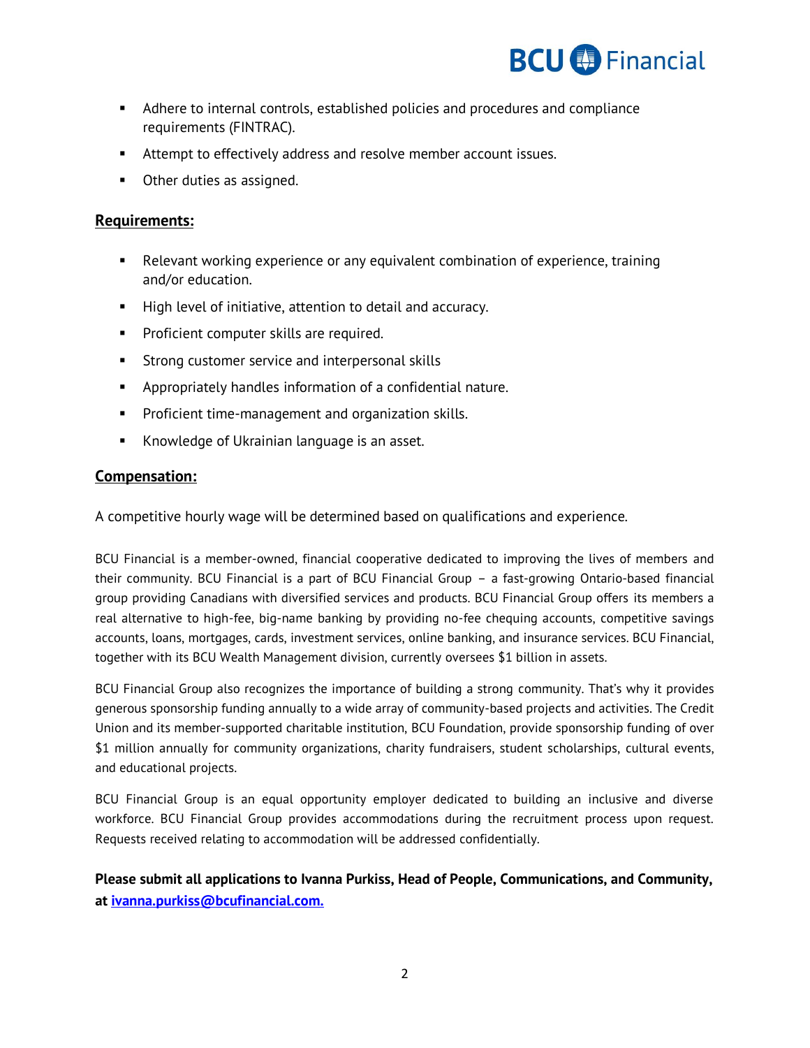- Adhere to internal controls, established policies and procedures and compliance requirements (FINTRAC).
- Attempt to effectively address and resolve member account issues.
- Other duties as assigned.

## Requirements:

- Relevant working experience or any equivalent combination of experience, training and/or education.
- High level of initiative, attention to detail and accuracy.
- Proficient computer skills are required.
- Strong customer service and interpersonal skills
- Appropriately handles information of a confidential nature.
- Proficient time-management and organization skills.
- Knowledge of Ukrainian language is an asset.

## Compensation:

A competitive hourly wage will be determined based on qualifications and experience.

BCU Financial is a member-owned, financial cooperative dedicated to improving the lives of members and their community. BCU Financial is a part of BCU Financial Group – a fast-growing Ontario-based financial group providing Canadians with diversified services and products. BCU Financial Group offers its members a real alternative to high-fee, big-name banking by providing no-fee chequing accounts, competitive savings accounts, loans, mortgages, cards, investment services, online banking, and insurance services. BCU Financial, together with its BCU Wealth Management division, currently oversees $1 billion in assets.

BCU Financial Group also recognizes the importance of building a strong community. That's why it provides generous sponsorship funding annually to a wide array of community-based projects and activities. The Credit Union and its member-supported charitable institution, BCU Foundation, provide sponsorship funding of over $1 million annually for community organizations, charity fundraisers, student scholarships, cultural events, and educational projects.

BCU Financial Group is an equal opportunity employer dedicated to building an inclusive and diverse workforce. BCU Financial Group provides accommodations during the recruitment process upon request. Requests received relating to accommodation will be addressed confidentially.

**Please submit all applications to Ivanna Purkiss, Head of People, Communications, and Community, at ivanna.purkiss@bcufinancial.com.**